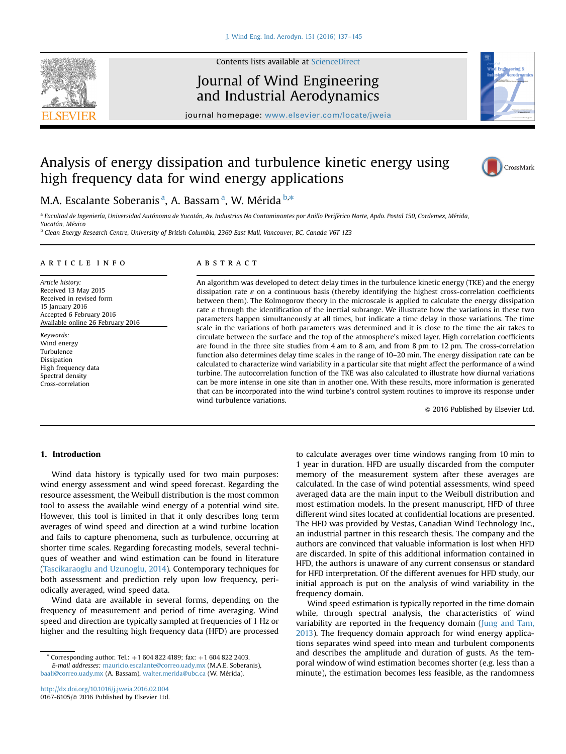# Analysis of energy dissipation and turbulence kinetic energy using high frequency data for wind energy applications

M.A. Escalante Soberanis [a], A. Bassam [a], W. Mérida [b,*]

[a] Facultad de Ingeniería, Universidad Autónoma de Yucatán, Av. Industrias No Contaminantes por Anillo Periférico Norte, Apdo. Postal 150, Cordemex, Mérida, Yucatán, México

[b] Clean Energy Research Centre, University of British Columbia, 2360 East Mall, Vancouver, BC, Canada V6T 1Z3

## ARTICLE INFO

*Article history:*
Received 13 May 2015
Received in revised form 15 January 2016
Accepted 6 February 2016
Available online 26 February 2016

*Keywords:*
Wind energy
Turbulence
Dissipation
High frequency data
Spectral density
Cross-correlation

## ABSTRACT

An algorithm was developed to detect delay times in the turbulence kinetic energy (TKE) and the energy dissipation rate $\varepsilon$ on a continuous basis (thereby identifying the highest cross-correlation coefficients between them). The Kolmogorov theory in the microscale is applied to calculate the energy dissipation rate $\varepsilon$ through the identification of the inertial subrange. We illustrate how the variations in these two parameters happen simultaneously at all times, but indicate a time delay in those variations. The time scale in the variations of both parameters was determined and it is close to the time the air takes to circulate between the surface and the top of the atmosphere's mixed layer. High correlation coefficients are found in the three site studies from 4 am to 8 am, and from 8 pm to 12 pm. The cross-correlation function also determines delay time scales in the range of 10–20 min. The energy dissipation rate can be calculated to characterize wind variability in a particular site that might affect the performance of a wind turbine. The autocorrelation function of the TKE was also calculated to illustrate how diurnal variations can be more intense in one site than in another one. With these results, more information is generated that can be incorporated into the wind turbine's control system routines to improve its response under wind turbulence variations.

© 2016 Published by Elsevier Ltd.

## 1. Introduction

Wind data history is typically used for two main purposes: wind energy assessment and wind speed forecast. Regarding the resource assessment, the Weibull distribution is the most common tool to assess the available wind energy of a potential wind site. However, this tool is limited in that it only describes long term averages of wind speed and direction at a wind turbine location and fails to capture phenomena, such as turbulence, occurring at shorter time scales. Regarding forecasting models, several techniques of weather and wind estimation can be found in literature (Tascikaraoglu and Uzunoglu, 2014). Contemporary techniques for both assessment and prediction rely upon low frequency, periodically averaged, wind speed data.

Wind data are available in several forms, depending on the frequency of measurement and period of time averaging. Wind speed and direction are typically sampled at frequencies of 1 Hz or higher and the resulting high frequency data (HFD) are processed to calculate averages over time windows ranging from 10 min to 1 year in duration. HFD are usually discarded from the computer memory of the measurement system after these averages are calculated. In the case of wind potential assessments, wind speed averaged data are the main input to the Weibull distribution and most estimation models. In the present manuscript, HFD of three different wind sites located at confidential locations are presented. The HFD was provided by Vestas, Canadian Wind Technology Inc., an industrial partner in this research thesis. The company and the authors are convinced that valuable information is lost when HFD are discarded. In spite of this additional information contained in HFD, the authors is unaware of any current consensus or standard for HFD interpretation. Of the different avenues for HFD study, our initial approach is put on the analysis of wind variability in the frequency domain.

Wind speed estimation is typically reported in the time domain while, through spectral analysis, the characteristics of wind variability are reported in the frequency domain (Jung and Tam, 2013). The frequency domain approach for wind energy applications separates wind speed into mean and turbulent components and describes the amplitude and duration of gusts. As the temporal window of wind estimation becomes shorter (e.g. less than a minute), the estimation becomes less feasible, as the randomness

* Corresponding author. Tel.: +1 604 822 4189; fax: +1 604 822 2403.
*E-mail addresses:* mauricio.escalante@correo.uady.mx (M.A.E. Soberanis), baali@correo.uady.mx (A. Bassam), walter.merida@ubc.ca (W. Mérida).

http://dx.doi.org/10.1016/j.jweia.2016.02.004
0167-6105/© 2016 Published by Elsevier Ltd.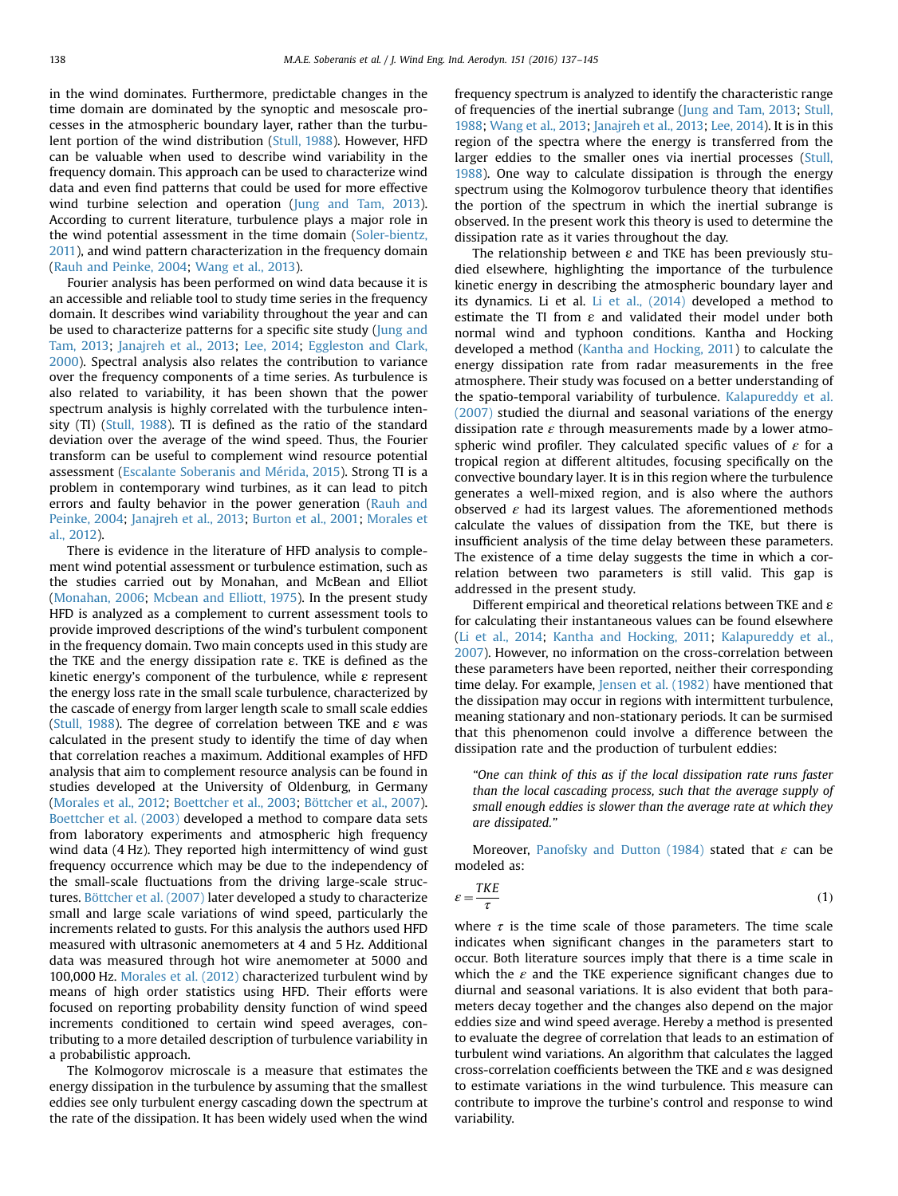in the wind dominates. Furthermore, predictable changes in the time domain are dominated by the synoptic and mesoscale processes in the atmospheric boundary layer, rather than the turbulent portion of the wind distribution (Stull, 1988). However, HFD can be valuable when used to describe wind variability in the frequency domain. This approach can be used to characterize wind data and even find patterns that could be used for more effective wind turbine selection and operation (Jung and Tam, 2013). According to current literature, turbulence plays a major role in the wind potential assessment in the time domain (Soler-bientz, 2011), and wind pattern characterization in the frequency domain (Rauh and Peinke, 2004; Wang et al., 2013).

Fourier analysis has been performed on wind data because it is an accessible and reliable tool to study time series in the frequency domain. It describes wind variability throughout the year and can be used to characterize patterns for a specific site study (Jung and Tam, 2013; Janajreh et al., 2013; Lee, 2014; Eggleston and Clark, 2000). Spectral analysis also relates the contribution to variance over the frequency components of a time series. As turbulence is also related to variability, it has been shown that the power spectrum analysis is highly correlated with the turbulence intensity (TI) (Stull, 1988). TI is defined as the ratio of the standard deviation over the average of the wind speed. Thus, the Fourier transform can be useful to complement wind resource potential assessment (Escalante Soberanis and Mérida, 2015). Strong TI is a problem in contemporary wind turbines, as it can lead to pitch errors and faulty behavior in the power generation (Rauh and Peinke, 2004; Janajreh et al., 2013; Burton et al., 2001; Morales et al., 2012).

There is evidence in the literature of HFD analysis to complement wind potential assessment or turbulence estimation, such as the studies carried out by Monahan, and McBean and Elliot (Monahan, 2006; Mcbean and Elliott, 1975). In the present study HFD is analyzed as a complement to current assessment tools to provide improved descriptions of the wind's turbulent component in the frequency domain. Two main concepts used in this study are the TKE and the energy dissipation rate ε. TKE is defined as the kinetic energy's component of the turbulence, while ε represent the energy loss rate in the small scale turbulence, characterized by the cascade of energy from larger length scale to small scale eddies (Stull, 1988). The degree of correlation between TKE and ε was calculated in the present study to identify the time of day when that correlation reaches a maximum. Additional examples of HFD analysis that aim to complement resource analysis can be found in studies developed at the University of Oldenburg, in Germany (Morales et al., 2012; Boettcher et al., 2003; Böttcher et al., 2007). Boettcher et al. (2003) developed a method to compare data sets from laboratory experiments and atmospheric high frequency wind data (4 Hz). They reported high intermittency of wind gust frequency occurrence which may be due to the independency of the small-scale fluctuations from the driving large-scale structures. Böttcher et al. (2007) later developed a study to characterize small and large scale variations of wind speed, particularly the increments related to gusts. For this analysis the authors used HFD measured with ultrasonic anemometers at 4 and 5 Hz. Additional data was measured through hot wire anemometer at 5000 and 100,000 Hz. Morales et al. (2012) characterized turbulent wind by means of high order statistics using HFD. Their efforts were focused on reporting probability density function of wind speed increments conditioned to certain wind speed averages, contributing to a more detailed description of turbulence variability in a probabilistic approach.

The Kolmogorov microscale is a measure that estimates the energy dissipation in the turbulence by assuming that the smallest eddies see only turbulent energy cascading down the spectrum at the rate of the dissipation. It has been widely used when the wind frequency spectrum is analyzed to identify the characteristic range of frequencies of the inertial subrange (Jung and Tam, 2013; Stull, 1988; Wang et al., 2013; Janajreh et al., 2013; Lee, 2014). It is in this region of the spectra where the energy is transferred from the larger eddies to the smaller ones via inertial processes (Stull, 1988). One way to calculate dissipation is through the energy spectrum using the Kolmogorov turbulence theory that identifies the portion of the spectrum in which the inertial subrange is observed. In the present work this theory is used to determine the dissipation rate as it varies throughout the day.

The relationship between ε and TKE has been previously studied elsewhere, highlighting the importance of the turbulence kinetic energy in describing the atmospheric boundary layer and its dynamics. Li et al. Li et al., (2014) developed a method to estimate the TI from ε and validated their model under both normal wind and typhoon conditions. Kantha and Hocking developed a method (Kantha and Hocking, 2011) to calculate the energy dissipation rate from radar measurements in the free atmosphere. Their study was focused on a better understanding of the spatio-temporal variability of turbulence. Kalapureddy et al. (2007) studied the diurnal and seasonal variations of the energy dissipation rate $\varepsilon$ through measurements made by a lower atmospheric wind profiler. They calculated specific values of $\varepsilon$ for a tropical region at different altitudes, focusing specifically on the convective boundary layer. It is in this region where the turbulence generates a well-mixed region, and is also where the authors observed $\varepsilon$ had its largest values. The aforementioned methods calculate the values of dissipation from the TKE, but there is insufficient analysis of the time delay between these parameters. The existence of a time delay suggests the time in which a correlation between two parameters is still valid. This gap is addressed in the present study.

Different empirical and theoretical relations between TKE and ε for calculating their instantaneous values can be found elsewhere (Li et al., 2014; Kantha and Hocking, 2011; Kalapureddy et al., 2007). However, no information on the cross-correlation between these parameters have been reported, neither their corresponding time delay. For example, Jensen et al. (1982) have mentioned that the dissipation may occur in regions with intermittent turbulence, meaning stationary and non-stationary periods. It can be surmised that this phenomenon could involve a difference between the dissipation rate and the production of turbulent eddies:

> *"One can think of this as if the local dissipation rate runs faster than the local cascading process, such that the average supply of small enough eddies is slower than the average rate at which they are dissipated."*

Moreover, Panofsky and Dutton (1984) stated that $\varepsilon$ can be modeled as:

$$\varepsilon = \frac{TKE}{\tau} \tag{1}$$

where $\tau$ is the time scale of those parameters. The time scale indicates when significant changes in the parameters start to occur. Both literature sources imply that there is a time scale in which the $\varepsilon$ and the TKE experience significant changes due to diurnal and seasonal variations. It is also evident that both parameters decay together and the changes also depend on the major eddies size and wind speed average. Hereby a method is presented to evaluate the degree of correlation that leads to an estimation of turbulent wind variations. An algorithm that calculates the lagged cross-correlation coefficients between the TKE and ε was designed to estimate variations in the wind turbulence. This measure can contribute to improve the turbine's control and response to wind variability.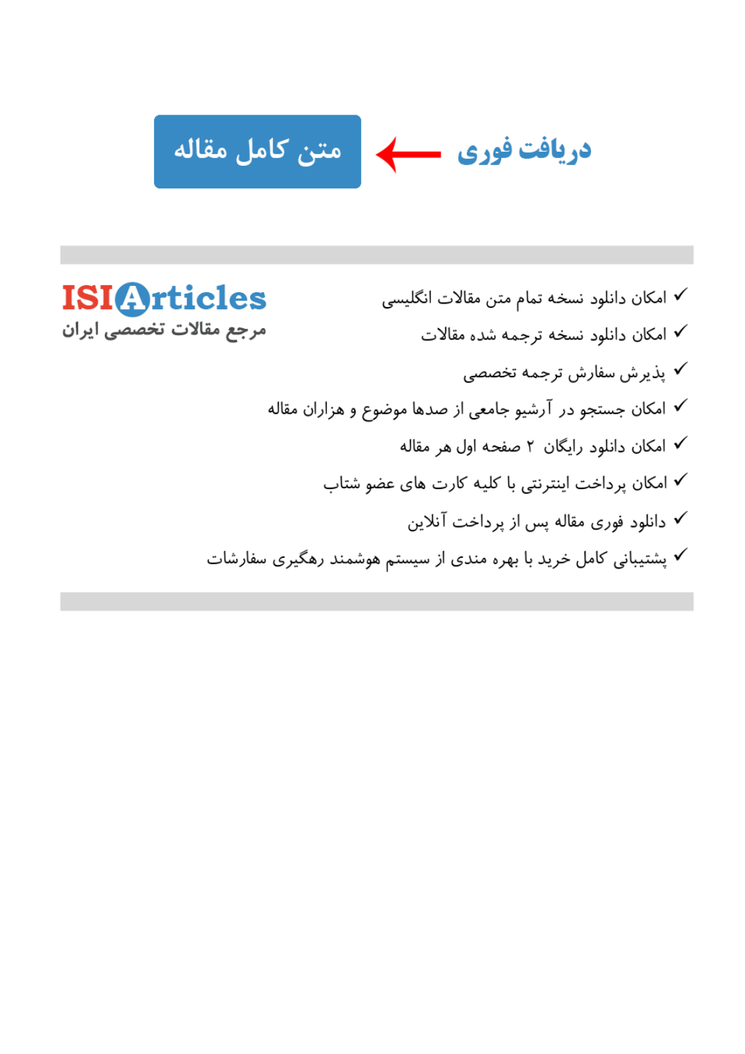دریافت فوری ← **متن کامل مقاله**

**ISIArticles**
مرجع مقالات تخصصی ایران

- ✓ امکان دانلود نسخه تمام متن مقالات انگلیسی
- ✓ امکان دانلود نسخه ترجمه شده مقالات
- ✓ پذیرش سفارش ترجمه تخصصی
- ✓ امکان جستجو در آرشیو جامعی از صدها موضوع و هزاران مقاله
- ✓ امکان دانلود رایگان ۲ صفحه اول هر مقاله
- ✓ امکان پرداخت اینترنتی با کلیه کارت های عضو شتاب
- ✓ دانلود فوری مقاله پس از پرداخت آنلاین
- ✓ پشتیبانی کامل خرید با بهره مندی از سیستم هوشمند رهگیری سفارشات